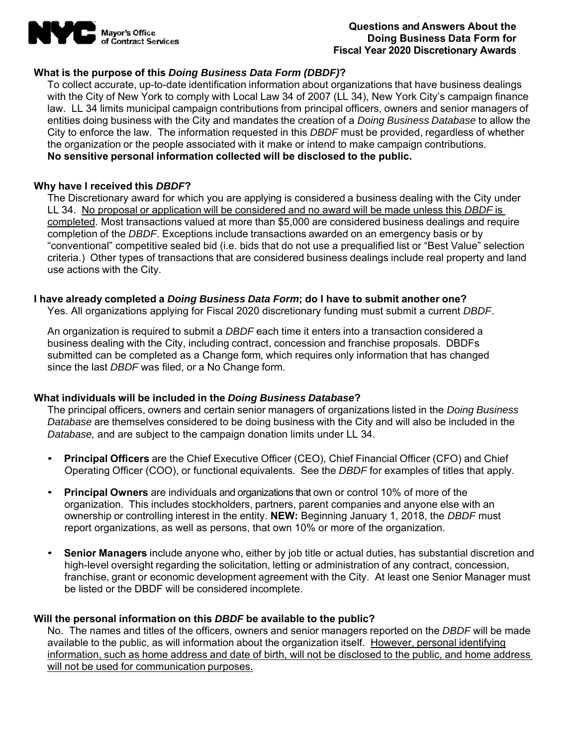NYC Mayor's Office of Contract Services

# Questions and Answers About the Doing Business Data Form for Fiscal Year 2020 Discretionary Awards

## What is the purpose of this *Doing Business Data Form (DBDF)*?

To collect accurate, up-to-date identification information about organizations that have business dealings with the City of New York to comply with Local Law 34 of 2007 (LL 34), New York City's campaign finance law. LL 34 limits municipal campaign contributions from principal officers, owners and senior managers of entities doing business with the City and mandates the creation of a *Doing Business Database* to allow the City to enforce the law. The information requested in this *DBDF* must be provided, regardless of whether the organization or the people associated with it make or intend to make campaign contributions. **No sensitive personal information collected will be disclosed to the public.**

## Why have I received this *DBDF*?

The Discretionary award for which you are applying is considered a business dealing with the City under LL 34. No proposal or application will be considered and no award will be made unless this *DBDF* is completed. Most transactions valued at more than $5,000 are considered business dealings and require completion of the *DBDF*. Exceptions include transactions awarded on an emergency basis or by "conventional" competitive sealed bid (i.e. bids that do not use a prequalified list or "Best Value" selection criteria.) Other types of transactions that are considered business dealings include real property and land use actions with the City.

## I have already completed a *Doing Business Data Form*; do I have to submit another one?

Yes. All organizations applying for Fiscal 2020 discretionary funding must submit a current *DBDF*.

An organization is required to submit a *DBDF* each time it enters into a transaction considered a business dealing with the City, including contract, concession and franchise proposals. DBDFs submitted can be completed as a Change form, which requires only information that has changed since the last *DBDF* was filed, or a No Change form.

## What individuals will be included in the *Doing Business Database*?

The principal officers, owners and certain senior managers of organizations listed in the *Doing Business Database* are themselves considered to be doing business with the City and will also be included in the *Database,* and are subject to the campaign donation limits under LL 34.

- **Principal Officers** are the Chief Executive Officer (CEO), Chief Financial Officer (CFO) and Chief Operating Officer (COO), or functional equivalents. See the *DBDF* for examples of titles that apply.
- **Principal Owners** are individuals and organizations that own or control 10% of more of the organization. This includes stockholders, partners, parent companies and anyone else with an ownership or controlling interest in the entity. **NEW:** Beginning January 1, 2018, the *DBDF* must report organizations, as well as persons, that own 10% or more of the organization.
- **Senior Managers** include anyone who, either by job title or actual duties, has substantial discretion and high-level oversight regarding the solicitation, letting or administration of any contract, concession, franchise, grant or economic development agreement with the City. At least one Senior Manager must be listed or the DBDF will be considered incomplete.

## Will the personal information on this *DBDF* be available to the public?

No. The names and titles of the officers, owners and senior managers reported on the *DBDF* will be made available to the public, as will information about the organization itself. However, personal identifying information, such as home address and date of birth, will not be disclosed to the public, and home address will not be used for communication purposes.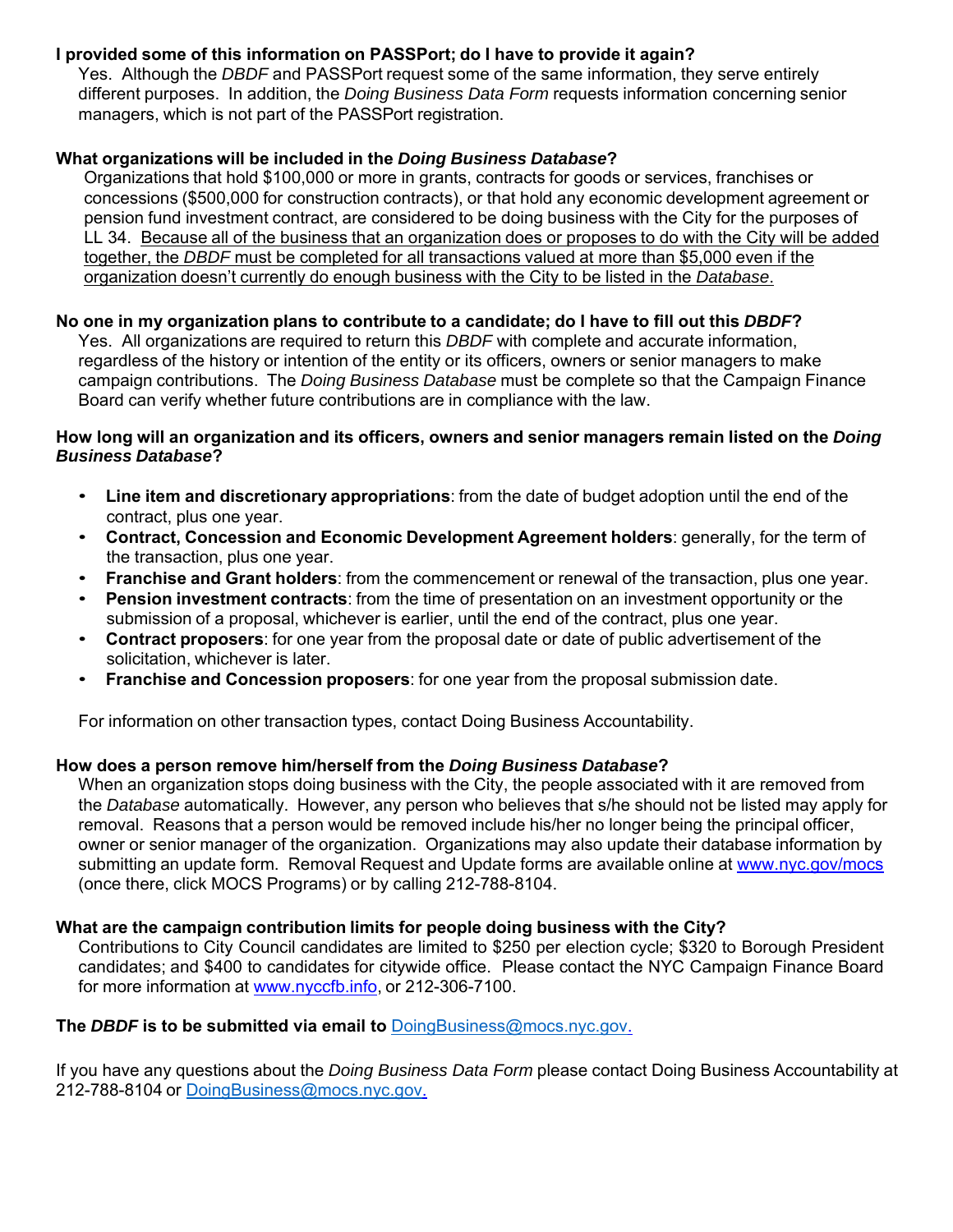**I provided some of this information on PASSPort; do I have to provide it again?**

Yes. Although the *DBDF* and PASSPort request some of the same information, they serve entirely different purposes. In addition, the *Doing Business Data Form* requests information concerning senior managers, which is not part of the PASSPort registration.

**What organizations will be included in the *Doing Business Database*?**

Organizations that hold $100,000 or more in grants, contracts for goods or services, franchises or concessions ($500,000 for construction contracts), or that hold any economic development agreement or pension fund investment contract, are considered to be doing business with the City for the purposes of LL 34. <u>Because all of the business that an organization does or proposes to do with the City will be added together, the *DBDF* must be completed for all transactions valued at more than $5,000 even if the organization doesn't currently do enough business with the City to be listed in the *Database*.</u>

**No one in my organization plans to contribute to a candidate; do I have to fill out this *DBDF*?**

Yes. All organizations are required to return this *DBDF* with complete and accurate information, regardless of the history or intention of the entity or its officers, owners or senior managers to make campaign contributions. The *Doing Business Database* must be complete so that the Campaign Finance Board can verify whether future contributions are in compliance with the law.

**How long will an organization and its officers, owners and senior managers remain listed on the *Doing Business Database*?**

- **Line item and discretionary appropriations**: from the date of budget adoption until the end of the contract, plus one year.
- **Contract, Concession and Economic Development Agreement holders**: generally, for the term of the transaction, plus one year.
- **Franchise and Grant holders**: from the commencement or renewal of the transaction, plus one year.
- **Pension investment contracts**: from the time of presentation on an investment opportunity or the submission of a proposal, whichever is earlier, until the end of the contract, plus one year.
- **Contract proposers**: for one year from the proposal date or date of public advertisement of the solicitation, whichever is later.
- **Franchise and Concession proposers**: for one year from the proposal submission date.

For information on other transaction types, contact Doing Business Accountability.

**How does a person remove him/herself from the *Doing Business Database*?**

When an organization stops doing business with the City, the people associated with it are removed from the *Database* automatically. However, any person who believes that s/he should not be listed may apply for removal. Reasons that a person would be removed include his/her no longer being the principal officer, owner or senior manager of the organization. Organizations may also update their database information by submitting an update form. Removal Request and Update forms are available online at www.nyc.gov/mocs (once there, click MOCS Programs) or by calling 212-788-8104.

**What are the campaign contribution limits for people doing business with the City?**

Contributions to City Council candidates are limited to $250 per election cycle; $320 to Borough President candidates; and $400 to candidates for citywide office. Please contact the NYC Campaign Finance Board for more information at www.nyccfb.info, or 212-306-7100.

**The *DBDF* is to be submitted via email to** DoingBusiness@mocs.nyc.gov.

If you have any questions about the *Doing Business Data Form* please contact Doing Business Accountability at 212-788-8104 or DoingBusiness@mocs.nyc.gov.